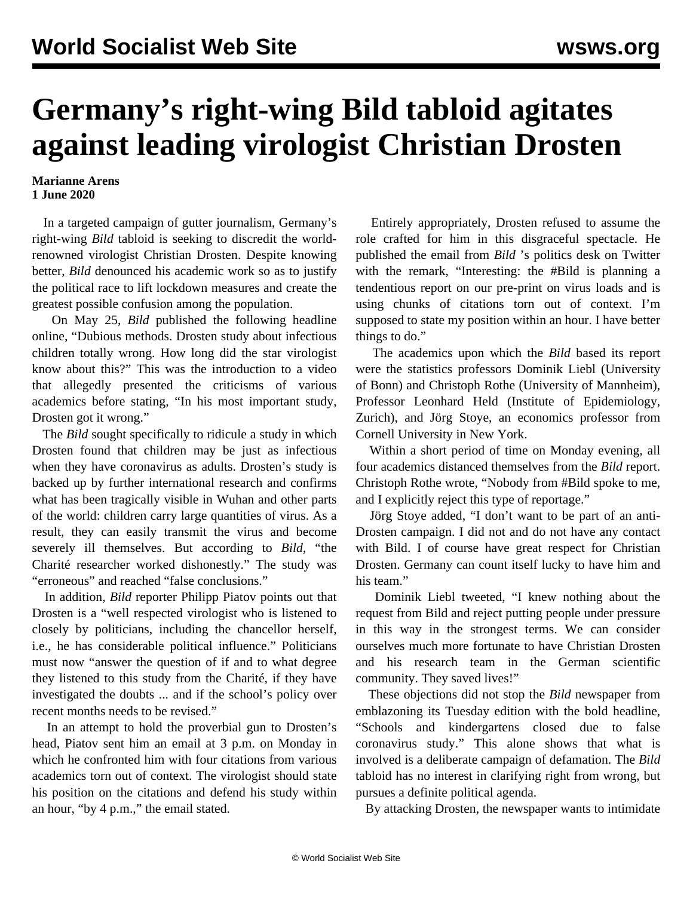# Germany's right-wing Bild tabloid agitates against leading virologist Christian Drosten

**Marianne Arens**
**1 June 2020**

In a targeted campaign of gutter journalism, Germany's right-wing *Bild* tabloid is seeking to discredit the world-renowned virologist Christian Drosten. Despite knowing better, *Bild* denounced his academic work so as to justify the political race to lift lockdown measures and create the greatest possible confusion among the population.

On May 25, *Bild* published the following headline online, "Dubious methods. Drosten study about infectious children totally wrong. How long did the star virologist know about this?" This was the introduction to a video that allegedly presented the criticisms of various academics before stating, "In his most important study, Drosten got it wrong."

The *Bild* sought specifically to ridicule a study in which Drosten found that children may be just as infectious when they have coronavirus as adults. Drosten's study is backed up by further international research and confirms what has been tragically visible in Wuhan and other parts of the world: children carry large quantities of virus. As a result, they can easily transmit the virus and become severely ill themselves. But according to *Bild*, "the Charité researcher worked dishonestly." The study was "erroneous" and reached "false conclusions."

In addition, *Bild* reporter Philipp Piatov points out that Drosten is a "well respected virologist who is listened to closely by politicians, including the chancellor herself, i.e., he has considerable political influence." Politicians must now "answer the question of if and to what degree they listened to this study from the Charité, if they have investigated the doubts ... and if the school's policy over recent months needs to be revised."

In an attempt to hold the proverbial gun to Drosten's head, Piatov sent him an email at 3 p.m. on Monday in which he confronted him with four citations from various academics torn out of context. The virologist should state his position on the citations and defend his study within an hour, "by 4 p.m.," the email stated.

Entirely appropriately, Drosten refused to assume the role crafted for him in this disgraceful spectacle. He published the email from *Bild* 's politics desk on Twitter with the remark, "Interesting: the #Bild is planning a tendentious report on our pre-print on virus loads and is using chunks of citations torn out of context. I'm supposed to state my position within an hour. I have better things to do."

The academics upon which the *Bild* based its report were the statistics professors Dominik Liebl (University of Bonn) and Christoph Rothe (University of Mannheim), Professor Leonhard Held (Institute of Epidemiology, Zurich), and Jörg Stoye, an economics professor from Cornell University in New York.

Within a short period of time on Monday evening, all four academics distanced themselves from the *Bild* report. Christoph Rothe wrote, "Nobody from #Bild spoke to me, and I explicitly reject this type of reportage."

Jörg Stoye added, "I don't want to be part of an anti-Drosten campaign. I did not and do not have any contact with Bild. I of course have great respect for Christian Drosten. Germany can count itself lucky to have him and his team."

Dominik Liebl tweeted, "I knew nothing about the request from Bild and reject putting people under pressure in this way in the strongest terms. We can consider ourselves much more fortunate to have Christian Drosten and his research team in the German scientific community. They saved lives!"

These objections did not stop the *Bild* newspaper from emblazoning its Tuesday edition with the bold headline, "Schools and kindergartens closed due to false coronavirus study." This alone shows that what is involved is a deliberate campaign of defamation. The *Bild* tabloid has no interest in clarifying right from wrong, but pursues a definite political agenda.

By attacking Drosten, the newspaper wants to intimidate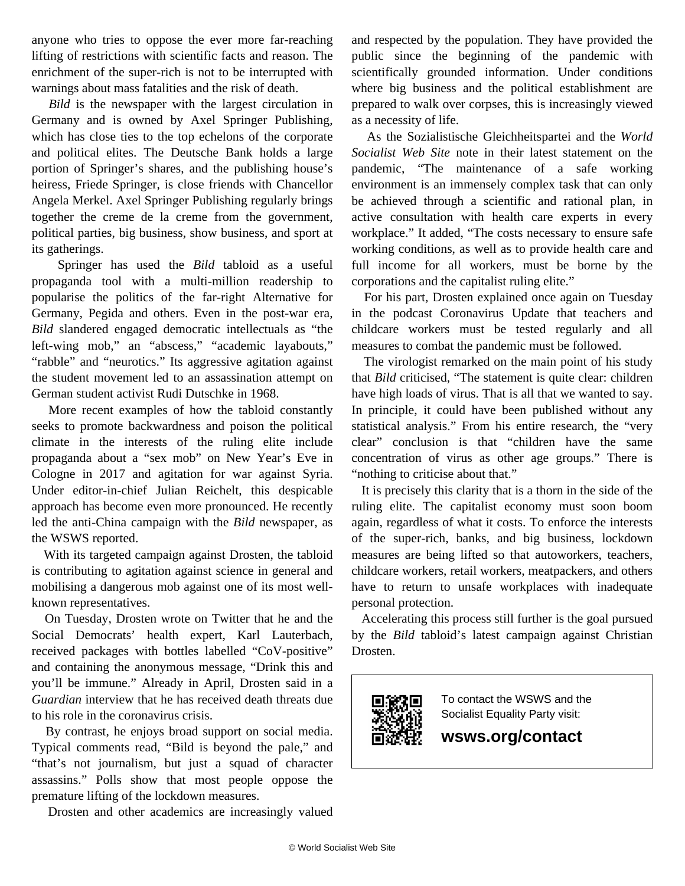anyone who tries to oppose the ever more far-reaching lifting of restrictions with scientific facts and reason. The enrichment of the super-rich is not to be interrupted with warnings about mass fatalities and the risk of death.

*Bild* is the newspaper with the largest circulation in Germany and is owned by Axel Springer Publishing, which has close ties to the top echelons of the corporate and political elites. The Deutsche Bank holds a large portion of Springer's shares, and the publishing house's heiress, Friede Springer, is close friends with Chancellor Angela Merkel. Axel Springer Publishing regularly brings together the creme de la creme from the government, political parties, big business, show business, and sport at its gatherings.

Springer has used the *Bild* tabloid as a useful propaganda tool with a multi-million readership to popularise the politics of the far-right Alternative for Germany, Pegida and others. Even in the post-war era, *Bild* slandered engaged democratic intellectuals as "the left-wing mob," an "abscess," "academic layabouts," "rabble" and "neurotics." Its aggressive agitation against the student movement led to an assassination attempt on German student activist Rudi Dutschke in 1968.

More recent examples of how the tabloid constantly seeks to promote backwardness and poison the political climate in the interests of the ruling elite include propaganda about a "sex mob" on New Year's Eve in Cologne in 2017 and agitation for war against Syria. Under editor-in-chief Julian Reichelt, this despicable approach has become even more pronounced. He recently led the anti-China campaign with the *Bild* newspaper, as the WSWS reported.

With its targeted campaign against Drosten, the tabloid is contributing to agitation against science in general and mobilising a dangerous mob against one of its most well-known representatives.

On Tuesday, Drosten wrote on Twitter that he and the Social Democrats' health expert, Karl Lauterbach, received packages with bottles labelled "CoV-positive" and containing the anonymous message, "Drink this and you'll be immune." Already in April, Drosten said in a *Guardian* interview that he has received death threats due to his role in the coronavirus crisis.

By contrast, he enjoys broad support on social media. Typical comments read, "Bild is beyond the pale," and "that's not journalism, but just a squad of character assassins." Polls show that most people oppose the premature lifting of the lockdown measures.

Drosten and other academics are increasingly valued and respected by the population. They have provided the public since the beginning of the pandemic with scientifically grounded information. Under conditions where big business and the political establishment are prepared to walk over corpses, this is increasingly viewed as a necessity of life.

As the Sozialistische Gleichheitspartei and the *World Socialist Web Site* note in their latest statement on the pandemic, "The maintenance of a safe working environment is an immensely complex task that can only be achieved through a scientific and rational plan, in active consultation with health care experts in every workplace." It added, "The costs necessary to ensure safe working conditions, as well as to provide health care and full income for all workers, must be borne by the corporations and the capitalist ruling elite."

For his part, Drosten explained once again on Tuesday in the podcast Coronavirus Update that teachers and childcare workers must be tested regularly and all measures to combat the pandemic must be followed.

The virologist remarked on the main point of his study that *Bild* criticised, "The statement is quite clear: children have high loads of virus. That is all that we wanted to say. In principle, it could have been published without any statistical analysis." From his entire research, the "very clear" conclusion is that "children have the same concentration of virus as other age groups." There is "nothing to criticise about that."

It is precisely this clarity that is a thorn in the side of the ruling elite. The capitalist economy must soon boom again, regardless of what it costs. To enforce the interests of the super-rich, banks, and big business, lockdown measures are being lifted so that autoworkers, teachers, childcare workers, retail workers, meatpackers, and others have to return to unsafe workplaces with inadequate personal protection.

Accelerating this process still further is the goal pursued by the *Bild* tabloid's latest campaign against Christian Drosten.

To contact the WSWS and the Socialist Equality Party visit:

**wsws.org/contact**